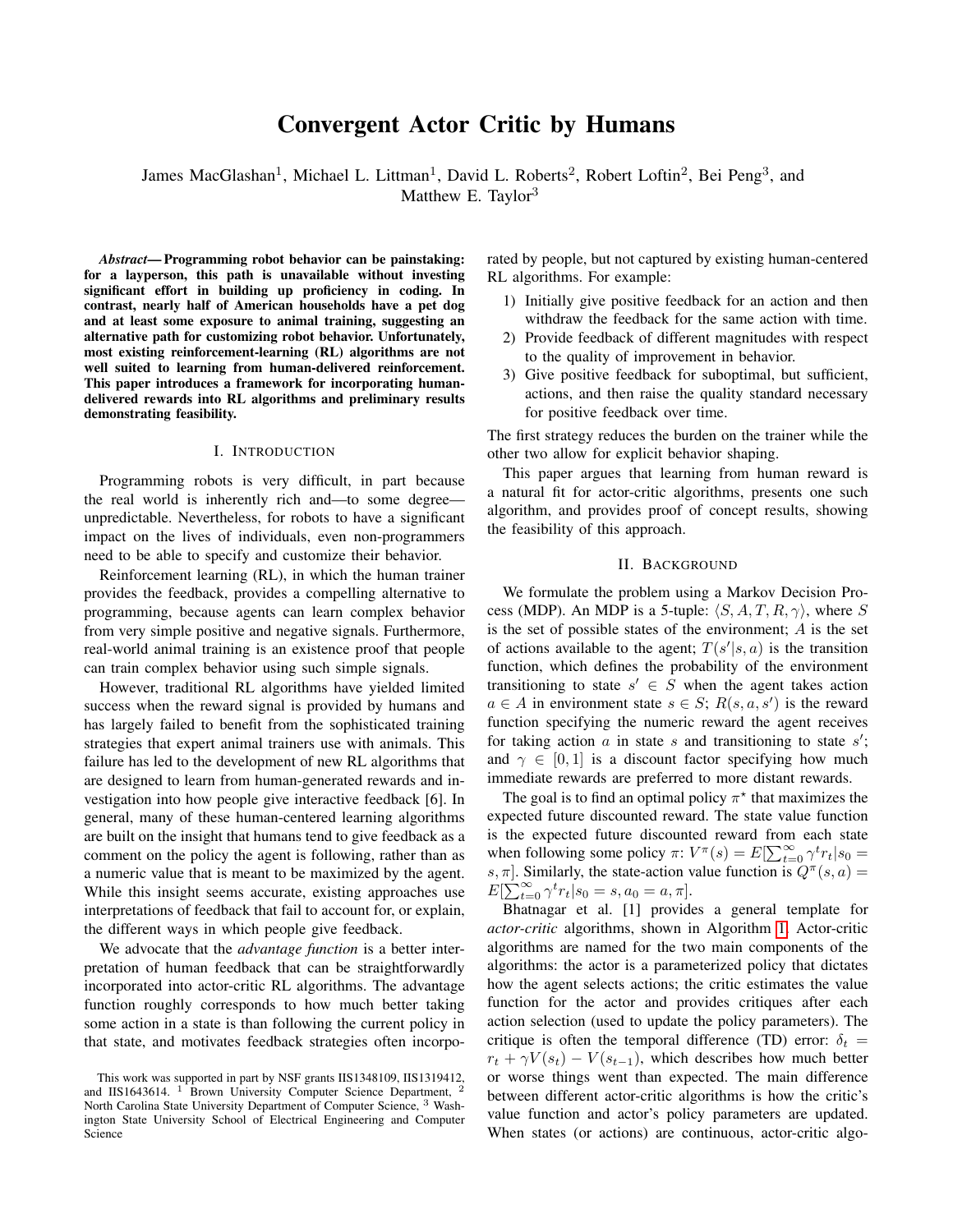# Convergent Actor Critic by Humans

James MacGlashan[1], Michael L. Littman[1], David L. Roberts[2], Robert Loftin[2], Bei Peng[3], and Matthew E. Taylor[3]

***Abstract*— Programming robot behavior can be painstaking: for a layperson, this path is unavailable without investing significant effort in building up proficiency in coding. In contrast, nearly half of American households have a pet dog and at least some exposure to animal training, suggesting an alternative path for customizing robot behavior. Unfortunately, most existing reinforcement-learning (RL) algorithms are not well suited to learning from human-delivered reinforcement. This paper introduces a framework for incorporating human-delivered rewards into RL algorithms and preliminary results demonstrating feasibility.**

## I. Introduction

Programming robots is very difficult, in part because the real world is inherently rich and—to some degree—unpredictable. Nevertheless, for robots to have a significant impact on the lives of individuals, even non-programmers need to be able to specify and customize their behavior.

Reinforcement learning (RL), in which the human trainer provides the feedback, provides a compelling alternative to programming, because agents can learn complex behavior from very simple positive and negative signals. Furthermore, real-world animal training is an existence proof that people can train complex behavior using such simple signals.

However, traditional RL algorithms have yielded limited success when the reward signal is provided by humans and has largely failed to benefit from the sophisticated training strategies that expert animal trainers use with animals. This failure has led to the development of new RL algorithms that are designed to learn from human-generated rewards and investigation into how people give interactive feedback [6]. In general, many of these human-centered learning algorithms are built on the insight that humans tend to give feedback as a comment on the policy the agent is following, rather than as a numeric value that is meant to be maximized by the agent. While this insight seems accurate, existing approaches use interpretations of feedback that fail to account for, or explain, the different ways in which people give feedback.

We advocate that the *advantage function* is a better interpretation of human feedback that can be straightforwardly incorporated into actor-critic RL algorithms. The advantage function roughly corresponds to how much better taking some action in a state is than following the current policy in that state, and motivates feedback strategies often incorporated by people, but not captured by existing human-centered RL algorithms. For example:

1) Initially give positive feedback for an action and then withdraw the feedback for the same action with time.
2) Provide feedback of different magnitudes with respect to the quality of improvement in behavior.
3) Give positive feedback for suboptimal, but sufficient, actions, and then raise the quality standard necessary for positive feedback over time.

The first strategy reduces the burden on the trainer while the other two allow for explicit behavior shaping.

This paper argues that learning from human reward is a natural fit for actor-critic algorithms, presents one such algorithm, and provides proof of concept results, showing the feasibility of this approach.

## II. Background

We formulate the problem using a Markov Decision Process (MDP). An MDP is a 5-tuple: $\langle S, A, T, R, \gamma \rangle$, where $S$ is the set of possible states of the environment; $A$ is the set of actions available to the agent; $T(s'|s, a)$ is the transition function, which defines the probability of the environment transitioning to state $s' \in S$ when the agent takes action $a \in A$ in environment state $s \in S$; $R(s, a, s')$ is the reward function specifying the numeric reward the agent receives for taking action $a$ in state $s$ and transitioning to state $s'$; and $\gamma \in [0, 1]$ is a discount factor specifying how much immediate rewards are preferred to more distant rewards.

The goal is to find an optimal policy $\pi^*$ that maximizes the expected future discounted reward. The state value function is the expected future discounted reward from each state when following some policy $\pi$: $V^\pi(s) = E[\sum_{t=0}^{\infty} \gamma^t r_t | s_0 = s, \pi]$. Similarly, the state-action value function is $Q^\pi(s, a) = E[\sum_{t=0}^{\infty} \gamma^t r_t | s_0 = s, a_0 = a, \pi]$.

Bhatnagar et al. [1] provides a general template for *actor-critic* algorithms, shown in Algorithm 1. Actor-critic algorithms are named for the two main components of the algorithms: the actor is a parameterized policy that dictates how the agent selects actions; the critic estimates the value function for the actor and provides critiques after each action selection (used to update the policy parameters). The critique is often the temporal difference (TD) error: $\delta_t = r_t + \gamma V(s_t) - V(s_{t-1})$, which describes how much better or worse things went than expected. The main difference between different actor-critic algorithms is how the critic's value function and actor's policy parameters are updated. When states (or actions) are continuous, actor-critic algo-

This work was supported in part by NSF grants IIS1348109, IIS1319412, and IIS1643614. [1] Brown University Computer Science Department, [2] North Carolina State University Department of Computer Science, [3] Washington State University School of Electrical Engineering and Computer Science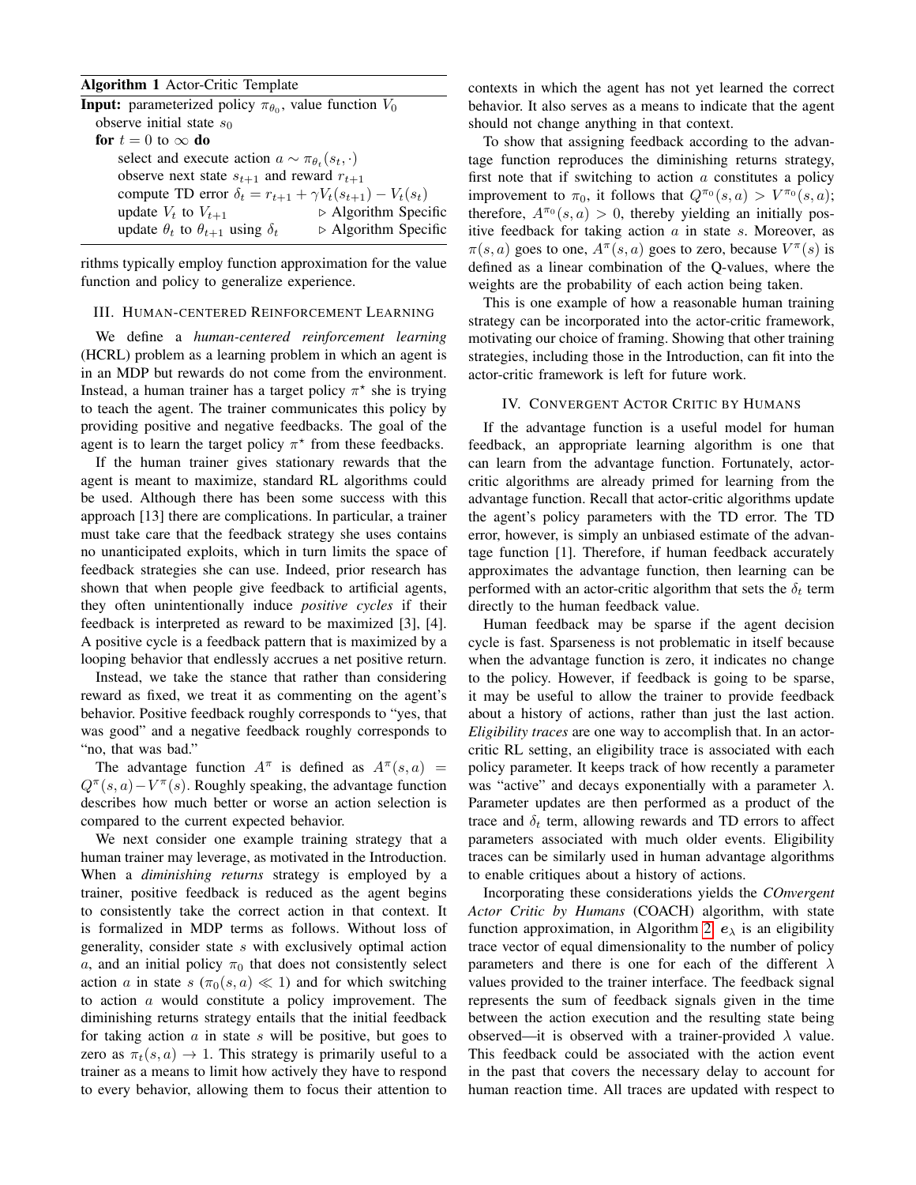**Algorithm 1** Actor-Critic Template

**Input:** parameterized policy $\pi_{\theta_0}$, value function $V_0$

observe initial state $s_0$

**for** $t = 0$ to $\infty$ **do**

  select and execute action $a \sim \pi_{\theta_t}(s_t, \cdot)$

  observe next state $s_{t+1}$ and reward $r_{t+1}$

  compute TD error $\delta_t = r_{t+1} + \gamma V_t(s_{t+1}) - V_t(s_t)$

  update $V_t$ to $V_{t+1}$  ▷ Algorithm Specific

  update $\theta_t$ to $\theta_{t+1}$ using $\delta_t$  ▷ Algorithm Specific

rithms typically employ function approximation for the value function and policy to generalize experience.

## III. Human-centered Reinforcement Learning

We define a *human-centered reinforcement learning* (HCRL) problem as a learning problem in which an agent is in an MDP but rewards do not come from the environment. Instead, a human trainer has a target policy $\pi^\star$ she is trying to teach the agent. The trainer communicates this policy by providing positive and negative feedbacks. The goal of the agent is to learn the target policy $\pi^\star$ from these feedbacks.

If the human trainer gives stationary rewards that the agent is meant to maximize, standard RL algorithms could be used. Although there has been some success with this approach [13] there are complications. In particular, a trainer must take care that the feedback strategy she uses contains no unanticipated exploits, which in turn limits the space of feedback strategies she can use. Indeed, prior research has shown that when people give feedback to artificial agents, they often unintentionally induce *positive cycles* if their feedback is interpreted as reward to be maximized [3], [4]. A positive cycle is a feedback pattern that is maximized by a looping behavior that endlessly accrues a net positive return.

Instead, we take the stance that rather than considering reward as fixed, we treat it as commenting on the agent's behavior. Positive feedback roughly corresponds to "yes, that was good" and a negative feedback roughly corresponds to "no, that was bad."

The advantage function $A^\pi$ is defined as $A^\pi(s,a) = Q^\pi(s,a) - V^\pi(s)$. Roughly speaking, the advantage function describes how much better or worse an action selection is compared to the current expected behavior.

We next consider one example training strategy that a human trainer may leverage, as motivated in the Introduction. When a *diminishing returns* strategy is employed by a trainer, positive feedback is reduced as the agent begins to consistently take the correct action in that context. It is formalized in MDP terms as follows. Without loss of generality, consider state $s$ with exclusively optimal action $a$, and an initial policy $\pi_0$ that does not consistently select action $a$ in state $s$ ($\pi_0(s,a) \ll 1$) and for which switching to action $a$ would constitute a policy improvement. The diminishing returns strategy entails that the initial feedback for taking action $a$ in state $s$ will be positive, but goes to zero as $\pi_t(s,a) \rightarrow 1$. This strategy is primarily useful to a trainer as a means to limit how actively they have to respond to every behavior, allowing them to focus their attention to contexts in which the agent has not yet learned the correct behavior. It also serves as a means to indicate that the agent should not change anything in that context.

To show that assigning feedback according to the advantage function reproduces the diminishing returns strategy, first note that if switching to action $a$ constitutes a policy improvement to $\pi_0$, it follows that $Q^{\pi_0}(s,a) > V^{\pi_0}(s,a)$; therefore, $A^{\pi_0}(s,a) > 0$, thereby yielding an initially positive feedback for taking action $a$ in state $s$. Moreover, as $\pi(s,a)$ goes to one, $A^\pi(s,a)$ goes to zero, because $V^\pi(s)$ is defined as a linear combination of the Q-values, where the weights are the probability of each action being taken.

This is one example of how a reasonable human training strategy can be incorporated into the actor-critic framework, motivating our choice of framing. Showing that other training strategies, including those in the Introduction, can fit into the actor-critic framework is left for future work.

## IV. Convergent Actor Critic by Humans

If the advantage function is a useful model for human feedback, an appropriate learning algorithm is one that can learn from the advantage function. Fortunately, actor-critic algorithms are already primed for learning from the advantage function. Recall that actor-critic algorithms update the agent's policy parameters with the TD error. The TD error, however, is simply an unbiased estimate of the advantage function [1]. Therefore, if human feedback accurately approximates the advantage function, then learning can be performed with an actor-critic algorithm that sets the $\delta_t$ term directly to the human feedback value.

Human feedback may be sparse if the agent decision cycle is fast. Sparseness is not problematic in itself because when the advantage function is zero, it indicates no change to the policy. However, if feedback is going to be sparse, it may be useful to allow the trainer to provide feedback about a history of actions, rather than just the last action. *Eligibility traces* are one way to accomplish that. In an actor-critic RL setting, an eligibility trace is associated with each policy parameter. It keeps track of how recently a parameter was "active" and decays exponentially with a parameter $\lambda$. Parameter updates are then performed as a product of the trace and $\delta_t$ term, allowing rewards and TD errors to affect parameters associated with much older events. Eligibility traces can be similarly used in human advantage algorithms to enable critiques about a history of actions.

Incorporating these considerations yields the *COnvergent Actor Critic by Humans* (COACH) algorithm, with state function approximation, in Algorithm 2. $e_\lambda$ is an eligibility trace vector of equal dimensionality to the number of policy parameters and there is one for each of the different $\lambda$ values provided to the trainer interface. The feedback signal represents the sum of feedback signals given in the time between the action execution and the resulting state being observed—it is observed with a trainer-provided $\lambda$ value. This feedback could be associated with the action event in the past that covers the necessary delay to account for human reaction time. All traces are updated with respect to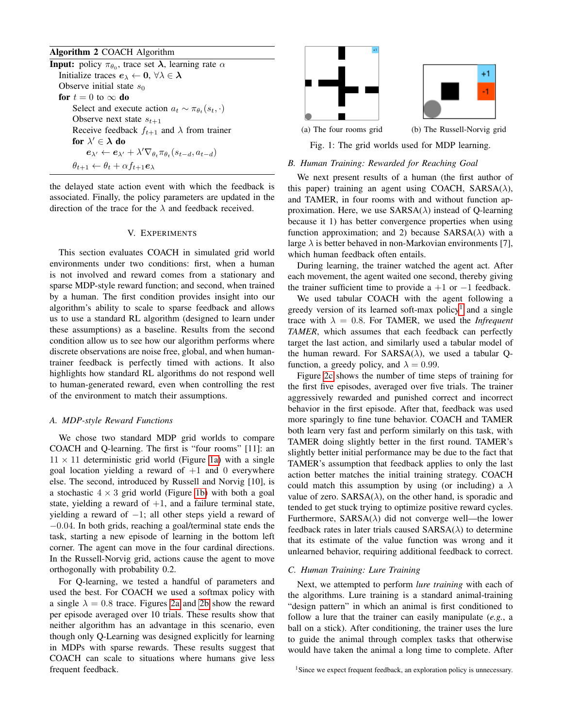**Algorithm 2** COACH Algorithm

**Input:** policy $\pi_{\theta_0}$, trace set $\boldsymbol{\lambda}$, learning rate $\alpha$

Initialize traces $\boldsymbol{e}_\lambda \leftarrow \mathbf{0}, \forall \lambda \in \boldsymbol{\lambda}$

Observe initial state $s_0$

**for** $t = 0$ to $\infty$ **do**

  Select and execute action $a_t \sim \pi_{\theta_t}(s_t, \cdot)$

  Observe next state $s_{t+1}$

  Receive feedback $f_{t+1}$ and $\lambda$ from trainer

  **for** $\lambda' \in \boldsymbol{\lambda}$ **do**

    $\boldsymbol{e}_{\lambda'} \leftarrow \boldsymbol{e}_{\lambda'} + \lambda' \nabla_{\theta_t} \pi_{\theta_t}(s_{t-d}, a_{t-d})$

  $\theta_{t+1} \leftarrow \theta_t + \alpha f_{t+1} \boldsymbol{e}_\lambda$

the delayed state action event with which the feedback is associated. Finally, the policy parameters are updated in the direction of the trace for the $\lambda$ and feedback received.

## V. Experiments

This section evaluates COACH in simulated grid world environments under two conditions: first, when a human is not involved and reward comes from a stationary and sparse MDP-style reward function; and second, when trained by a human. The first condition provides insight into our algorithm's ability to scale to sparse feedback and allows us to use a standard RL algorithm (designed to learn under these assumptions) as a baseline. Results from the second condition allow us to see how our algorithm performs where discrete observations are noise free, global, and when human-trainer feedback is perfectly timed with actions. It also highlights how standard RL algorithms do not respond well to human-generated reward, even when controlling the rest of the environment to match their assumptions.

### A. MDP-style Reward Functions

We chose two standard MDP grid worlds to compare COACH and Q-learning. The first is "four rooms" [11]: an $11 \times 11$ deterministic grid world (Figure 1a) with a single goal location yielding a reward of $+1$ and 0 everywhere else. The second, introduced by Russell and Norvig [10], is a stochastic $4 \times 3$ grid world (Figure 1b) with both a goal state, yielding a reward of $+1$, and a failure terminal state, yielding a reward of $-1$; all other steps yield a reward of $-0.04$. In both grids, reaching a goal/terminal state ends the task, starting a new episode of learning in the bottom left corner. The agent can move in the four cardinal directions. In the Russell-Norvig grid, actions cause the agent to move orthogonally with probability 0.2.

For Q-learning, we tested a handful of parameters and used the best. For COACH we used a softmax policy with a single $\lambda = 0.8$ trace. Figures 2a and 2b show the reward per episode averaged over 10 trials. These results show that neither algorithm has an advantage in this scenario, even though only Q-Learning was designed explicitly for learning in MDPs with sparse rewards. These results suggest that COACH can scale to situations where humans give less frequent feedback.

(a) The four rooms grid  (b) The Russell-Norvig grid

Fig. 1: The grid worlds used for MDP learning.

### B. Human Training: Rewarded for Reaching Goal

We next present results of a human (the first author of this paper) training an agent using COACH, SARSA($\lambda$), and TAMER, in four rooms with and without function approximation. Here, we use SARSA($\lambda$) instead of Q-learning because it 1) has better convergence properties when using function approximation; and 2) because SARSA($\lambda$) with a large $\lambda$ is better behaved in non-Markovian environments [7], which human feedback often entails.

During learning, the trainer watched the agent act. After each movement, the agent waited one second, thereby giving the trainer sufficient time to provide a $+1$ or $-1$ feedback.

We used tabular COACH with the agent following a greedy version of its learned soft-max policy[1] and a single trace with $\lambda = 0.8$. For TAMER, we used the *Infrequent TAMER*, which assumes that each feedback can perfectly target the last action, and similarly used a tabular model of the human reward. For SARSA($\lambda$), we used a tabular Q-function, a greedy policy, and $\lambda = 0.99$.

Figure 2c shows the number of time steps of training for the first five episodes, averaged over five trials. The trainer aggressively rewarded and punished correct and incorrect behavior in the first episode. After that, feedback was used more sparingly to fine tune behavior. COACH and TAMER both learn very fast and perform similarly on this task, with TAMER doing slightly better in the first round. TAMER's slightly better initial performance may be due to the fact that TAMER's assumption that feedback applies to only the last action better matches the initial training strategy. COACH could match this assumption by using (or including) a $\lambda$ value of zero. SARSA($\lambda$), on the other hand, is sporadic and tended to get stuck trying to optimize positive reward cycles. Furthermore, SARSA($\lambda$) did not converge well—the lower feedback rates in later trials caused SARSA($\lambda$) to determine that its estimate of the value function was wrong and it unlearned behavior, requiring additional feedback to correct.

### C. Human Training: Lure Training

Next, we attempted to perform *lure training* with each of the algorithms. Lure training is a standard animal-training "design pattern" in which an animal is first conditioned to follow a lure that the trainer can easily manipulate (*e.g.*, a ball on a stick). After conditioning, the trainer uses the lure to guide the animal through complex tasks that otherwise would have taken the animal a long time to complete. After

[1] Since we expect frequent feedback, an exploration policy is unnecessary.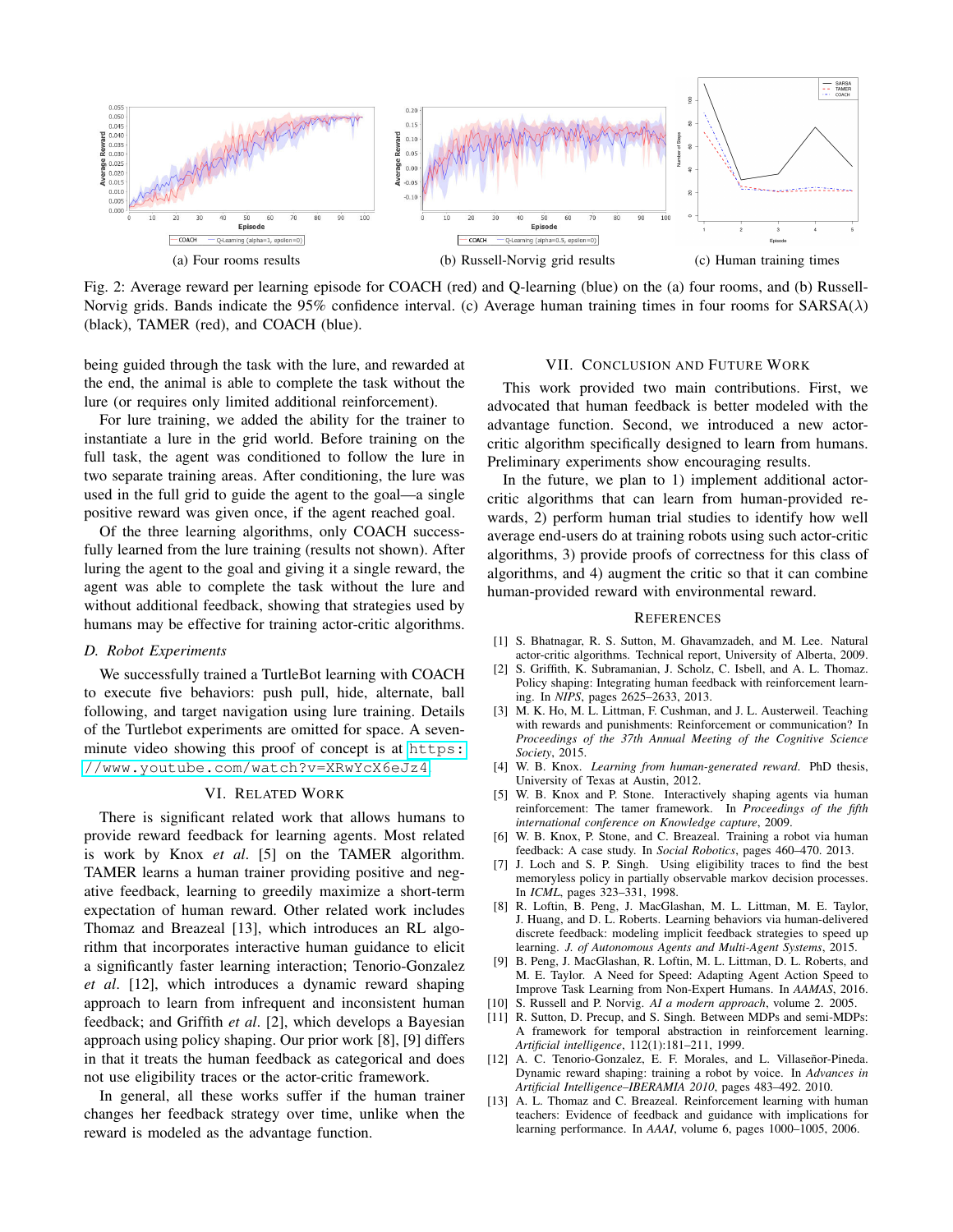0.055
0.050
0.045
0.040
0.035
0.030
0.025
0.020
0.015
0.010
0.005
0.000

Average Reward

0 10 20 30 40 50 60 70 80 90 100

Episode

COACH — Q-Learning (alpha=1, epsilon=0)

(a) Four rooms results

0.20
0.15
0.10
0.05
0.00
-0.05
-0.10

Average Reward

0 10 20 30 40 50 60 70 80 90 100

Episode

COACH — Q-Learning (alpha=0.5, epsilon=0)

(b) Russell-Norvig grid results

SARSA
TAMER
COACH

100
80
60
40
20
0

Number of Steps

1 2 3 4 5

Episode

(c) Human training times

Fig. 2: Average reward per learning episode for COACH (red) and Q-learning (blue) on the (a) four rooms, and (b) Russell-Norvig grids. Bands indicate the 95% confidence interval. (c) Average human training times in four rooms for SARSA($\lambda$) (black), TAMER (red), and COACH (blue).

being guided through the task with the lure, and rewarded at the end, the animal is able to complete the task without the lure (or requires only limited additional reinforcement).

For lure training, we added the ability for the trainer to instantiate a lure in the grid world. Before training on the full task, the agent was conditioned to follow the lure in two separate training areas. After conditioning, the lure was used in the full grid to guide the agent to the goal—a single positive reward was given once, if the agent reached goal.

Of the three learning algorithms, only COACH successfully learned from the lure training (results not shown). After luring the agent to the goal and giving it a single reward, the agent was able to complete the task without the lure and without additional feedback, showing that strategies used by humans may be effective for training actor-critic algorithms.

### D. Robot Experiments

We successfully trained a TurtleBot learning with COACH to execute five behaviors: push pull, hide, alternate, ball following, and target navigation using lure training. Details of the Turtlebot experiments are omitted for space. A seven-minute video showing this proof of concept is at https://www.youtube.com/watch?v=XRwYcX6eJz4.

## VI. Related Work

There is significant related work that allows humans to provide reward feedback for learning agents. Most related is work by Knox *et al*. [5] on the TAMER algorithm. TAMER learns a human trainer providing positive and negative feedback, learning to greedily maximize a short-term expectation of human reward. Other related work includes Thomaz and Breazeal [13], which introduces an RL algorithm that incorporates interactive human guidance to elicit a significantly faster learning interaction; Tenorio-Gonzalez *et al*. [12], which introduces a dynamic reward shaping approach to learn from infrequent and inconsistent human feedback; and Griffith *et al*. [2], which develops a Bayesian approach using policy shaping. Our prior work [8], [9] differs in that it treats the human feedback as categorical and does not use eligibility traces or the actor-critic framework.

In general, all these works suffer if the human trainer changes her feedback strategy over time, unlike when the reward is modeled as the advantage function.

## VII. Conclusion and Future Work

This work provided two main contributions. First, we advocated that human feedback is better modeled with the advantage function. Second, we introduced a new actor-critic algorithm specifically designed to learn from humans. Preliminary experiments show encouraging results.

In the future, we plan to 1) implement additional actor-critic algorithms that can learn from human-provided rewards, 2) perform human trial studies to identify how well average end-users do at training robots using such actor-critic algorithms, 3) provide proofs of correctness for this class of algorithms, and 4) augment the critic so that it can combine human-provided reward with environmental reward.

## References

[1] S. Bhatnagar, R. S. Sutton, M. Ghavamzadeh, and M. Lee. Natural actor-critic algorithms. Technical report, University of Alberta, 2009.

[2] S. Griffith, K. Subramanian, J. Scholz, C. Isbell, and A. L. Thomaz. Policy shaping: Integrating human feedback with reinforcement learning. In *NIPS*, pages 2625–2633, 2013.

[3] M. K. Ho, M. L. Littman, F. Cushman, and J. L. Austerweil. Teaching with rewards and punishments: Reinforcement or communication? In *Proceedings of the 37th Annual Meeting of the Cognitive Science Society*, 2015.

[4] W. B. Knox. *Learning from human-generated reward.* PhD thesis, University of Texas at Austin, 2012.

[5] W. B. Knox and P. Stone. Interactively shaping agents via human reinforcement: The tamer framework. In *Proceedings of the fifth international conference on Knowledge capture*, 2009.

[6] W. B. Knox, P. Stone, and C. Breazeal. Training a robot via human feedback: A case study. In *Social Robotics*, pages 460–470. 2013.

[7] J. Loch and S. P. Singh. Using eligibility traces to find the best memoryless policy in partially observable markov decision processes. In *ICML*, pages 323–331, 1998.

[8] R. Loftin, B. Peng, J. MacGlashan, M. L. Littman, M. E. Taylor, J. Huang, and D. L. Roberts. Learning behaviors via human-delivered discrete feedback: modeling implicit feedback strategies to speed up learning. *J. of Autonomous Agents and Multi-Agent Systems*, 2015.

[9] B. Peng, J. MacGlashan, R. Loftin, M. L. Littman, D. L. Roberts, and M. E. Taylor. A Need for Speed: Adapting Agent Action Speed to Improve Task Learning from Non-Expert Humans. In *AAMAS*, 2016.

[10] S. Russell and P. Norvig. *AI a modern approach*, volume 2. 2005.

[11] R. Sutton, D. Precup, and S. Singh. Between MDPs and semi-MDPs: A framework for temporal abstraction in reinforcement learning. *Artificial intelligence*, 112(1):181–211, 1999.

[12] A. C. Tenorio-Gonzalez, E. F. Morales, and L. Villaseñor-Pineda. Dynamic reward shaping: training a robot by voice. In *Advances in Artificial Intelligence–IBERAMIA 2010*, pages 483–492. 2010.

[13] A. L. Thomaz and C. Breazeal. Reinforcement learning with human teachers: Evidence of feedback and guidance with implications for learning performance. In *AAAI*, volume 6, pages 1000–1005, 2006.